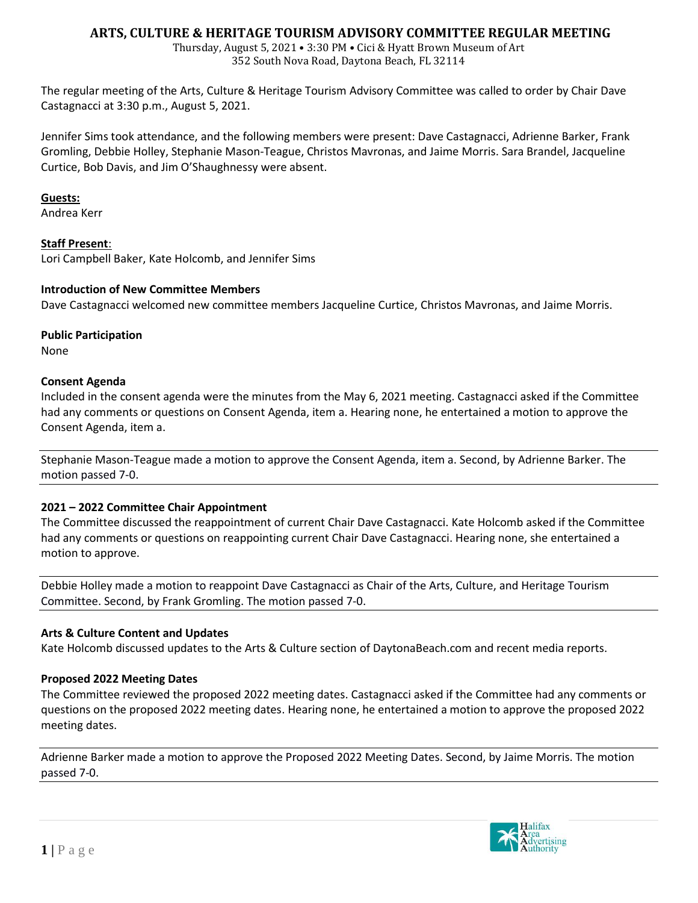# ARTS, CULTURE & HERITAGE TOURISM ADVISORY COMMITTEE REGULAR MEETING

Thursday, August 5, 2021 • 3:30 PM • Cici & Hyatt Brown Museum of Art
352 South Nova Road, Daytona Beach, FL 32114

The regular meeting of the Arts, Culture & Heritage Tourism Advisory Committee was called to order by Chair Dave Castagnacci at 3:30 p.m., August 5, 2021.

Jennifer Sims took attendance, and the following members were present: Dave Castagnacci, Adrienne Barker, Frank Gromling, Debbie Holley, Stephanie Mason-Teague, Christos Mavronas, and Jaime Morris. Sara Brandel, Jacqueline Curtice, Bob Davis, and Jim O'Shaughnessy were absent.

**Guests:**
Andrea Kerr

**Staff Present**:
Lori Campbell Baker, Kate Holcomb, and Jennifer Sims

**Introduction of New Committee Members**
Dave Castagnacci welcomed new committee members Jacqueline Curtice, Christos Mavronas, and Jaime Morris.

**Public Participation**
None

**Consent Agenda**
Included in the consent agenda were the minutes from the May 6, 2021 meeting. Castagnacci asked if the Committee had any comments or questions on Consent Agenda, item a. Hearing none, he entertained a motion to approve the Consent Agenda, item a.

---

Stephanie Mason-Teague made a motion to approve the Consent Agenda, item a. Second, by Adrienne Barker. The motion passed 7-0.

---

**2021 – 2022 Committee Chair Appointment**
The Committee discussed the reappointment of current Chair Dave Castagnacci. Kate Holcomb asked if the Committee had any comments or questions on reappointing current Chair Dave Castagnacci. Hearing none, she entertained a motion to approve.

---

Debbie Holley made a motion to reappoint Dave Castagnacci as Chair of the Arts, Culture, and Heritage Tourism Committee. Second, by Frank Gromling. The motion passed 7-0.

---

**Arts & Culture Content and Updates**
Kate Holcomb discussed updates to the Arts & Culture section of DaytonaBeach.com and recent media reports.

**Proposed 2022 Meeting Dates**
The Committee reviewed the proposed 2022 meeting dates. Castagnacci asked if the Committee had any comments or questions on the proposed 2022 meeting dates. Hearing none, he entertained a motion to approve the proposed 2022 meeting dates.

---

Adrienne Barker made a motion to approve the Proposed 2022 Meeting Dates. Second, by Jaime Morris. The motion passed 7-0.

---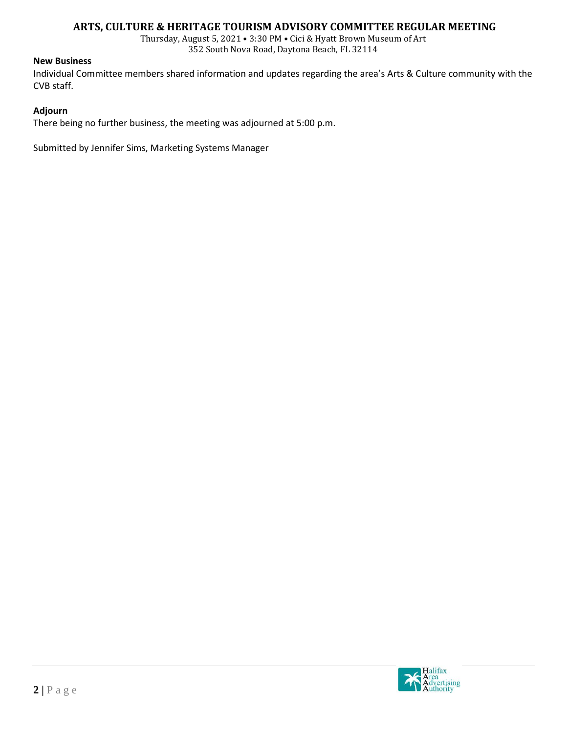**New Business**

Individual Committee members shared information and updates regarding the area's Arts & Culture community with the CVB staff.

**Adjourn**

There being no further business, the meeting was adjourned at 5:00 p.m.

Submitted by Jennifer Sims, Marketing Systems Manager